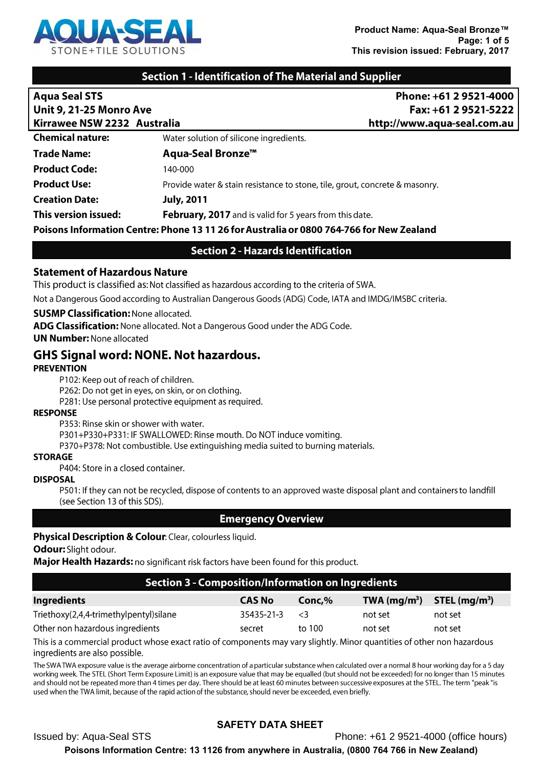# Section 1 - Identification of The Material and Supplier

| Aqua Seal STS | Phone: +61 2 9521-4000 |
|---|---|
| Unit 9, 21-25 Monro Ave | Fax: +61 2 9521-5222 |
| Kirrawee NSW 2232 Australia | http://www.aqua-seal.com.au |

**Chemical nature:** Water solution of silicone ingredients.

**Trade Name:** **Aqua-Seal Bronze™**

**Product Code:** 140-000

**Product Use:** Provide water & stain resistance to stone, tile, grout, concrete & masonry.

**Creation Date:** **July, 2011**

**This version issued:** **February, 2017** and is valid for 5 years from this date.

**Poisons Information Centre: Phone 13 11 26 for Australia or 0800 764-766 for New Zealand**

# Section 2 - Hazards Identification

### Statement of Hazardous Nature

This product is classified as: Not classified as hazardous according to the criteria of SWA.

Not a Dangerous Good according to Australian Dangerous Goods (ADG) Code, IATA and IMDG/IMSBC criteria.

**SUSMP Classification:** None allocated.

**ADG Classification:** None allocated. Not a Dangerous Good under the ADG Code.

**UN Number:** None allocated

## GHS Signal word: NONE. Not hazardous.

**PREVENTION**

P102: Keep out of reach of children.
P262: Do not get in eyes, on skin, or on clothing.
P281: Use personal protective equipment as required.

**RESPONSE**

P353: Rinse skin or shower with water.
P301+P330+P331: IF SWALLOWED: Rinse mouth. Do NOT induce vomiting.
P370+P378: Not combustible. Use extinguishing media suited to burning materials.

**STORAGE**

P404: Store in a closed container.

**DISPOSAL**

P501: If they can not be recycled, dispose of contents to an approved waste disposal plant and containers to landfill (see Section 13 of this SDS).

# Emergency Overview

**Physical Description & Colour:** Clear, colourless liquid.

**Odour:** Slight odour.

**Major Health Hazards:** no significant risk factors have been found for this product.

# Section 3 - Composition/Information on Ingredients

| Ingredients | CAS No | Conc,% | TWA (mg/m³) | STEL (mg/m³) |
|---|---|---|---|---|
| Triethoxy(2,4,4-trimethylpentyl)silane | 35435-21-3 | <3 | not set | not set |
| Other non hazardous ingredients | secret | to 100 | not set | not set |

This is a commercial product whose exact ratio of components may vary slightly. Minor quantities of other non hazardous ingredients are also possible.

The SWA TWA exposure value is the average airborne concentration of a particular substance when calculated over a normal 8 hour working day for a 5 day working week. The STEL (Short Term Exposure Limit) is an exposure value that may be equalled (but should not be exceeded) for no longer than 15 minutes and should not be repeated more than 4 times per day. There should be at least 60 minutes between successive exposures at the STEL. The term "peak "is used when the TWA limit, because of the rapid action of the substance, should never be exceeded, even briefly.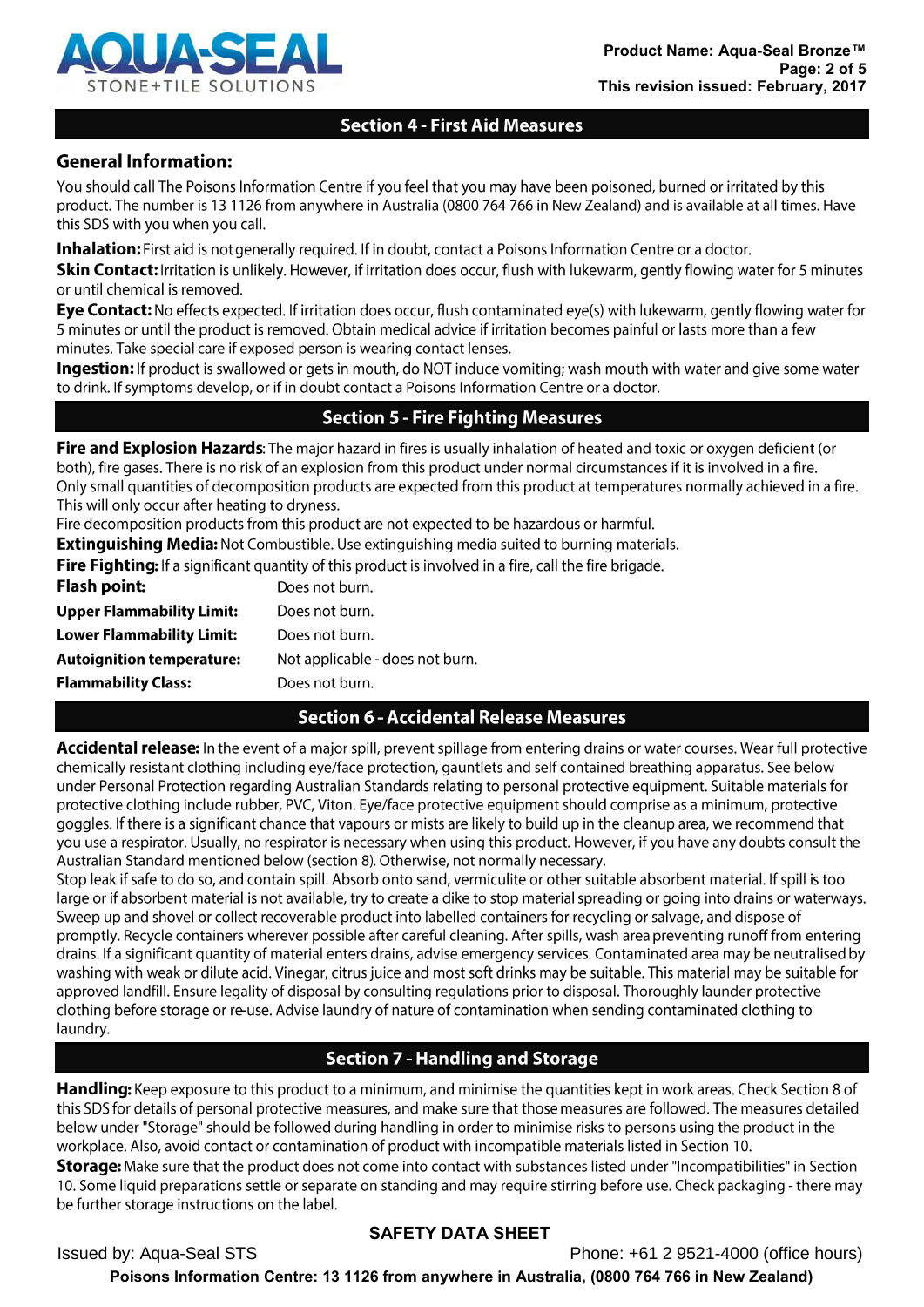## Section 4 - First Aid Measures

### General Information:

You should call The Poisons Information Centre if you feel that you may have been poisoned, burned or irritated by this product. The number is 13 1126 from anywhere in Australia (0800 764 766 in New Zealand) and is available at all times. Have this SDS with you when you call.

**Inhalation:** First aid is not generally required. If in doubt, contact a Poisons Information Centre or a doctor.

**Skin Contact:** Irritation is unlikely. However, if irritation does occur, flush with lukewarm, gently flowing water for 5 minutes or until chemical is removed.

**Eye Contact:** No effects expected. If irritation does occur, flush contaminated eye(s) with lukewarm, gently flowing water for 5 minutes or until the product is removed. Obtain medical advice if irritation becomes painful or lasts more than a few minutes. Take special care if exposed person is wearing contact lenses.

**Ingestion:** If product is swallowed or gets in mouth, do NOT induce vomiting; wash mouth with water and give some water to drink. If symptoms develop, or if in doubt contact a Poisons Information Centre or a doctor.

## Section 5 - Fire Fighting Measures

**Fire and Explosion Hazards**: The major hazard in fires is usually inhalation of heated and toxic or oxygen deficient (or both), fire gases. There is no risk of an explosion from this product under normal circumstances if it is involved in a fire.
Only small quantities of decomposition products are expected from this product at temperatures normally achieved in a fire. This will only occur after heating to dryness.
Fire decomposition products from this product are not expected to be hazardous or harmful.

**Extinguishing Media:** Not Combustible. Use extinguishing media suited to burning materials.

**Fire Fighting:** If a significant quantity of this product is involved in a fire, call the fire brigade.

| | |
|---|---|
| **Flash point:** | Does not burn. |
| **Upper Flammability Limit:** | Does not burn. |
| **Lower Flammability Limit:** | Does not burn. |
| **Autoignition temperature:** | Not applicable - does not burn. |
| **Flammability Class:** | Does not burn. |

## Section 6 - Accidental Release Measures

**Accidental release:** In the event of a major spill, prevent spillage from entering drains or water courses. Wear full protective chemically resistant clothing including eye/face protection, gauntlets and self contained breathing apparatus. See below under Personal Protection regarding Australian Standards relating to personal protective equipment. Suitable materials for protective clothing include rubber, PVC, Viton. Eye/face protective equipment should comprise as a minimum, protective goggles. If there is a significant chance that vapours or mists are likely to build up in the cleanup area, we recommend that you use a respirator. Usually, no respirator is necessary when using this product. However, if you have any doubts consult the Australian Standard mentioned below (section 8). Otherwise, not normally necessary.
Stop leak if safe to do so, and contain spill. Absorb onto sand, vermiculite or other suitable absorbent material. If spill is too large or if absorbent material is not available, try to create a dike to stop material spreading or going into drains or waterways. Sweep up and shovel or collect recoverable product into labelled containers for recycling or salvage, and dispose of promptly. Recycle containers wherever possible after careful cleaning. After spills, wash area preventing runoff from entering drains. If a significant quantity of material enters drains, advise emergency services. Contaminated area may be neutralised by washing with weak or dilute acid. Vinegar, citrus juice and most soft drinks may be suitable. This material may be suitable for approved landfill. Ensure legality of disposal by consulting regulations prior to disposal. Thoroughly launder protective clothing before storage or re-use. Advise laundry of nature of contamination when sending contaminated clothing to laundry.

## Section 7 - Handling and Storage

**Handling:** Keep exposure to this product to a minimum, and minimise the quantities kept in work areas. Check Section 8 of this SDS for details of personal protective measures, and make sure that those measures are followed. The measures detailed below under "Storage" should be followed during handling in order to minimise risks to persons using the product in the workplace. Also, avoid contact or contamination of product with incompatible materials listed in Section 10.

**Storage:** Make sure that the product does not come into contact with substances listed under "Incompatibilities" in Section 10. Some liquid preparations settle or separate on standing and may require stirring before use. Check packaging - there may be further storage instructions on the label.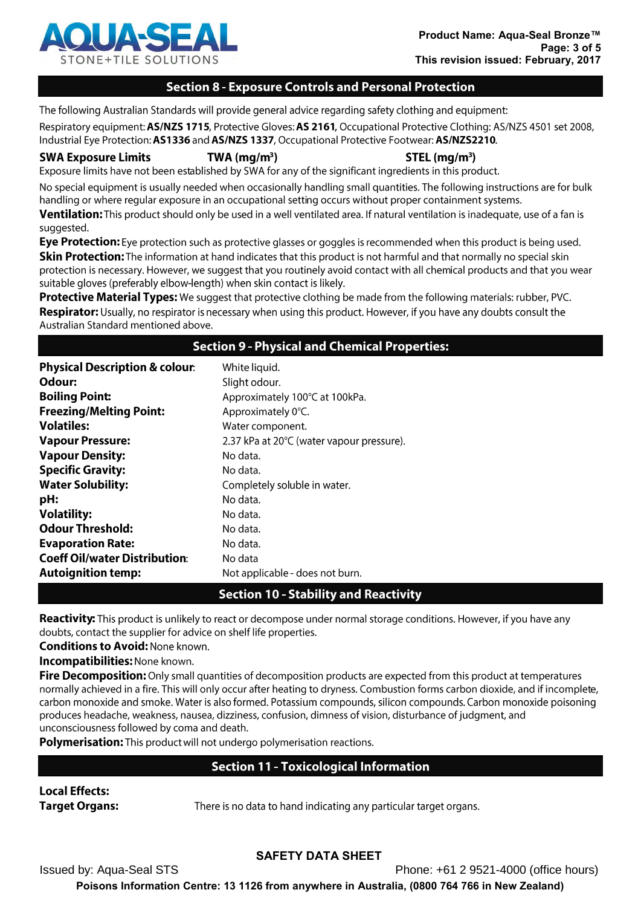## Section 8 - Exposure Controls and Personal Protection

The following Australian Standards will provide general advice regarding safety clothing and equipment:

Respiratory equipment: **AS/NZS 1715**, Protective Gloves: **AS 2161**, Occupational Protective Clothing: AS/NZS 4501 set 2008, Industrial Eye Protection: **AS1336** and **AS/NZS 1337**, Occupational Protective Footwear: **AS/NZS2210**.

| **SWA Exposure Limits** | **TWA (mg/m³)** | **STEL (mg/m³)** |
|---|---|---|

Exposure limits have not been established by SWA for any of the significant ingredients in this product.

No special equipment is usually needed when occasionally handling small quantities. The following instructions are for bulk handling or where regular exposure in an occupational setting occurs without proper containment systems.

**Ventilation:** This product should only be used in a well ventilated area. If natural ventilation is inadequate, use of a fan is suggested.

**Eye Protection:** Eye protection such as protective glasses or goggles is recommended when this product is being used.

**Skin Protection:** The information at hand indicates that this product is not harmful and that normally no special skin protection is necessary. However, we suggest that you routinely avoid contact with all chemical products and that you wear suitable gloves (preferably elbow-length) when skin contact is likely.

**Protective Material Types:** We suggest that protective clothing be made from the following materials: rubber, PVC.

**Respirator:** Usually, no respirator is necessary when using this product. However, if you have any doubts consult the Australian Standard mentioned above.

## Section 9 - Physical and Chemical Properties:

| | |
|---|---|
| **Physical Description & colour**: | White liquid. |
| **Odour:** | Slight odour. |
| **Boiling Point:** | Approximately 100°C at 100kPa. |
| **Freezing/Melting Point:** | Approximately 0°C. |
| **Volatiles:** | Water component. |
| **Vapour Pressure:** | 2.37 kPa at 20°C (water vapour pressure). |
| **Vapour Density:** | No data. |
| **Specific Gravity:** | No data. |
| **Water Solubility:** | Completely soluble in water. |
| **pH:** | No data. |
| **Volatility:** | No data. |
| **Odour Threshold:** | No data. |
| **Evaporation Rate:** | No data. |
| **Coeff Oil/water Distribution**: | No data |
| **Autoignition temp:** | Not applicable - does not burn. |

## Section 10 - Stability and Reactivity

**Reactivity:** This product is unlikely to react or decompose under normal storage conditions. However, if you have any doubts, contact the supplier for advice on shelf life properties.

**Conditions to Avoid:** None known.

**Incompatibilities:** None known.

**Fire Decomposition:** Only small quantities of decomposition products are expected from this product at temperatures normally achieved in a fire. This will only occur after heating to dryness. Combustion forms carbon dioxide, and if incomplete, carbon monoxide and smoke. Water is also formed. Potassium compounds, silicon compounds. Carbon monoxide poisoning produces headache, weakness, nausea, dizziness, confusion, dimness of vision, disturbance of judgment, and unconsciousness followed by coma and death.

**Polymerisation:** This product will not undergo polymerisation reactions.

## Section 11 - Toxicological Information

**Local Effects:**

**Target Organs:** There is no data to hand indicating any particular target organs.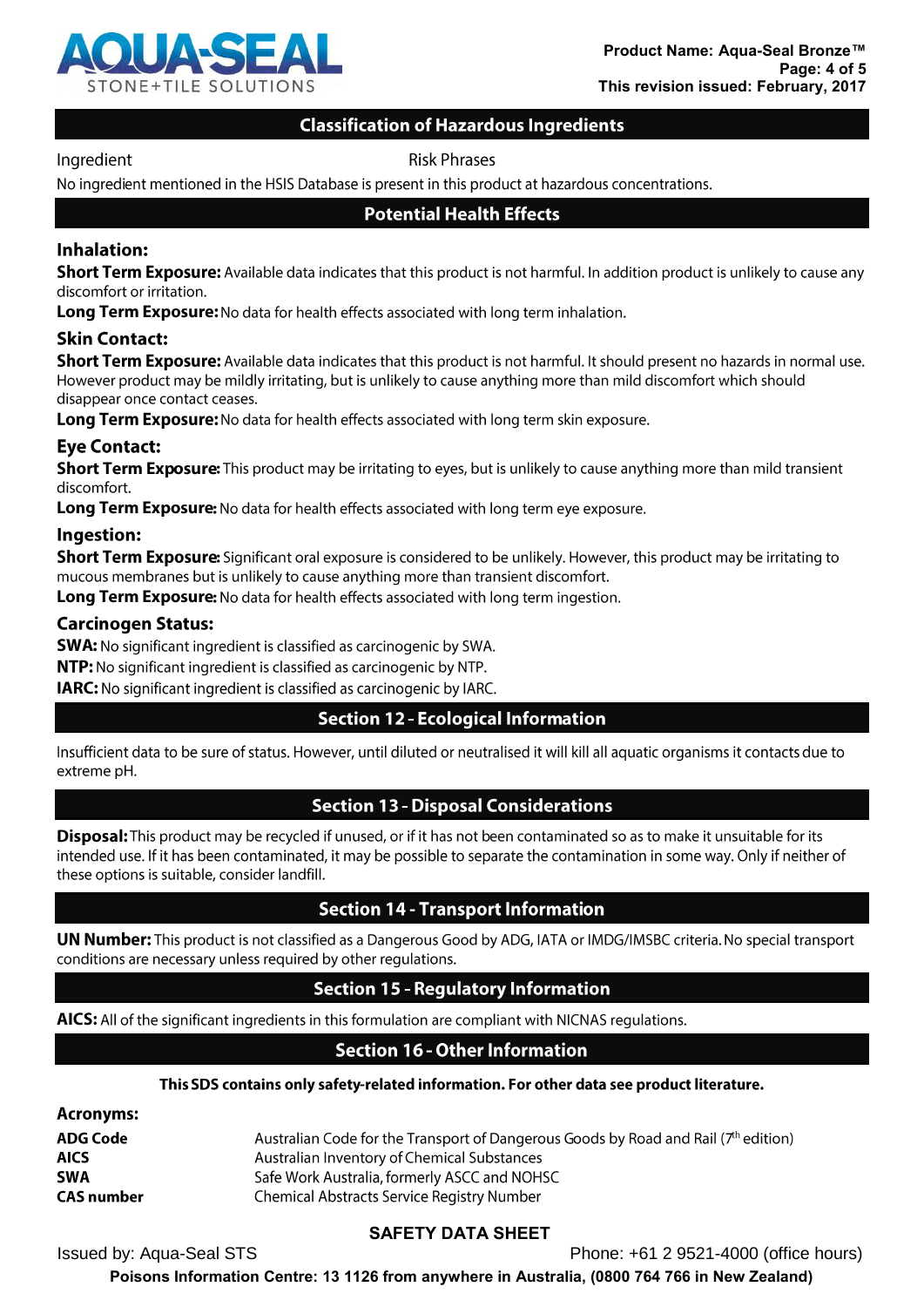## Classification of Hazardous Ingredients

| Ingredient | Risk Phrases |
|---|---|

No ingredient mentioned in the HSIS Database is present in this product at hazardous concentrations.

## Potential Health Effects

### Inhalation:

**Short Term Exposure:** Available data indicates that this product is not harmful. In addition product is unlikely to cause any discomfort or irritation.

**Long Term Exposure:** No data for health effects associated with long term inhalation.

### Skin Contact:

**Short Term Exposure:** Available data indicates that this product is not harmful. It should present no hazards in normal use. However product may be mildly irritating, but is unlikely to cause anything more than mild discomfort which should disappear once contact ceases.

**Long Term Exposure:** No data for health effects associated with long term skin exposure.

### Eye Contact:

**Short Term Exposure:** This product may be irritating to eyes, but is unlikely to cause anything more than mild transient discomfort.

**Long Term Exposure:** No data for health effects associated with long term eye exposure.

### Ingestion:

**Short Term Exposure:** Significant oral exposure is considered to be unlikely. However, this product may be irritating to mucous membranes but is unlikely to cause anything more than transient discomfort.

**Long Term Exposure:** No data for health effects associated with long term ingestion.

### Carcinogen Status:

**SWA:** No significant ingredient is classified as carcinogenic by SWA.

**NTP:** No significant ingredient is classified as carcinogenic by NTP.

**IARC:** No significant ingredient is classified as carcinogenic by IARC.

## Section 12 - Ecological Information

Insufficient data to be sure of status. However, until diluted or neutralised it will kill all aquatic organisms it contacts due to extreme pH.

## Section 13 - Disposal Considerations

**Disposal:** This product may be recycled if unused, or if it has not been contaminated so as to make it unsuitable for its intended use. If it has been contaminated, it may be possible to separate the contamination in some way. Only if neither of these options is suitable, consider landfill.

## Section 14 - Transport Information

**UN Number:** This product is not classified as a Dangerous Good by ADG, IATA or IMDG/IMSBC criteria. No special transport conditions are necessary unless required by other regulations.

## Section 15 - Regulatory Information

**AICS:** All of the significant ingredients in this formulation are compliant with NICNAS regulations.

## Section 16 - Other Information

**This SDS contains only safety-related information. For other data see product literature.**

### Acronyms:

| | |
|---|---|
| **ADG Code** | Australian Code for the Transport of Dangerous Goods by Road and Rail (7th edition) |
| **AICS** | Australian Inventory of Chemical Substances |
| **SWA** | Safe Work Australia, formerly ASCC and NOHSC |
| **CAS number** | Chemical Abstracts Service Registry Number |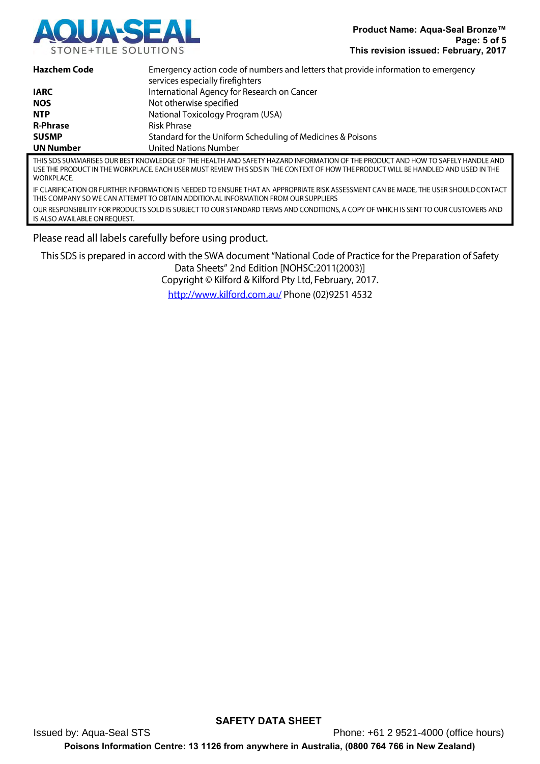| | |
|---|---|
| **Hazchem Code** | Emergency action code of numbers and letters that provide information to emergency services especially firefighters |
| **IARC** | International Agency for Research on Cancer |
| **NOS** | Not otherwise specified |
| **NTP** | National Toxicology Program (USA) |
| **R-Phrase** | Risk Phrase |
| **SUSMP** | Standard for the Uniform Scheduling of Medicines & Poisons |
| **UN Number** | United Nations Number |

THIS SDS SUMMARISES OUR BEST KNOWLEDGE OF THE HEALTH AND SAFETY HAZARD INFORMATION OF THE PRODUCT AND HOW TO SAFELY HANDLE AND USE THE PRODUCT IN THE WORKPLACE. EACH USER MUST REVIEW THIS SDS IN THE CONTEXT OF HOW THE PRODUCT WILL BE HANDLED AND USED IN THE WORKPLACE.

IF CLARIFICATION OR FURTHER INFORMATION IS NEEDED TO ENSURE THAT AN APPROPRIATE RISK ASSESSMENT CAN BE MADE, THE USER SHOULD CONTACT THIS COMPANY SO WE CAN ATTEMPT TO OBTAIN ADDITIONAL INFORMATION FROM OUR SUPPLIERS

OUR RESPONSIBILITY FOR PRODUCTS SOLD IS SUBJECT TO OUR STANDARD TERMS AND CONDITIONS, A COPY OF WHICH IS SENT TO OUR CUSTOMERS AND IS ALSO AVAILABLE ON REQUEST.

Please read all labels carefully before using product.

This SDS is prepared in accord with the SWA document "National Code of Practice for the Preparation of Safety Data Sheets" 2nd Edition [NOHSC:2011(2003)]
Copyright © Kilford & Kilford Pty Ltd, February, 2017.
http://www.kilford.com.au/ Phone (02)9251 4532